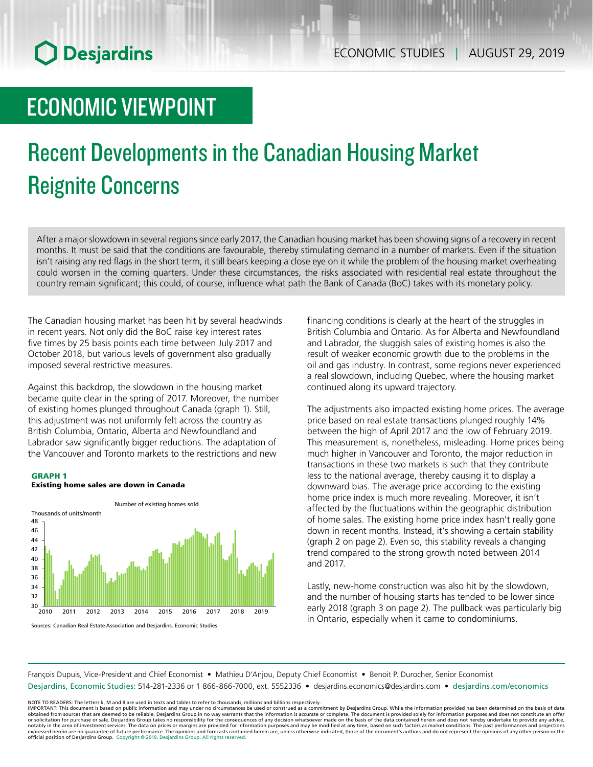ECONOMIC STUDIES | AUGUST 29, 2019

# ECONOMIC VIEWPOINT

# Recent Developments in the Canadian Housing Market Reignite Concerns

After a major slowdown in several regions since early 2017, the Canadian housing market has been showing signs of a recovery in recent months. It must be said that the conditions are favourable, thereby stimulating demand in a number of markets. Even if the situation isn't raising any red flags in the short term, it still bears keeping a close eye on it while the problem of the housing market overheating could worsen in the coming quarters. Under these circumstances, the risks associated with residential real estate throughout the country remain significant; this could, of course, influence what path the Bank of Canada (BoC) takes with its monetary policy.

The Canadian housing market has been hit by several headwinds in recent years. Not only did the BoC raise key interest rates five times by 25 basis points each time between July 2017 and October 2018, but various levels of government also gradually imposed several restrictive measures.

Against this backdrop, the slowdown in the housing market became quite clear in the spring of 2017. Moreover, the number of existing homes plunged throughout Canada (graph 1). Still, this adjustment was not uniformly felt across the country as British Columbia, Ontario, Alberta and Newfoundland and Labrador saw significantly bigger reductions. The adaptation of the Vancouver and Toronto markets to the restrictions and new financing conditions is clearly at the heart of the struggles in British Columbia and Ontario. As for Alberta and Newfoundland and Labrador, the sluggish sales of existing homes is also the result of weaker economic growth due to the problems in the oil and gas industry. In contrast, some regions never experienced a real slowdown, including Quebec, where the housing market continued along its upward trajectory.

**GRAPH 1**
**Existing home sales are down in Canada**

Sources: Canadian Real Estate Association and Desjardins, Economic Studies

The adjustments also impacted existing home prices. The average price based on real estate transactions plunged roughly 14% between the high of April 2017 and the low of February 2019. This measurement is, nonetheless, misleading. Home prices being much higher in Vancouver and Toronto, the major reduction in transactions in these two markets is such that they contribute less to the national average, thereby causing it to display a downward bias. The average price according to the existing home price index is much more revealing. Moreover, it isn't affected by the fluctuations within the geographic distribution of home sales. The existing home price index hasn't really gone down in recent months. Instead, it's showing a certain stability (graph 2 on page 2). Even so, this stability reveals a changing trend compared to the strong growth noted between 2014 and 2017.

Lastly, new-home construction was also hit by the slowdown, and the number of housing starts has tended to be lower since early 2018 (graph 3 on page 2). The pullback was particularly big in Ontario, especially when it came to condominiums.

François Dupuis, Vice-President and Chief Economist • Mathieu D'Anjou, Deputy Chief Economist • Benoit P. Durocher, Senior Economist
Desjardins, Economic Studies: 514-281-2336 or 1 866-866-7000, ext. 5552336 • desjardins.economics@desjardins.com • desjardins.com/economics

NOTE TO READERS: The letters k, M and B are used in texts and tables to refer to thousands, millions and billions respectively.
IMPORTANT: This document is based on public information and may under no circumstances be used or construed as a commitment by Desjardins Group. While the information provided has been determined on the basis of data obtained from sources that are deemed to be reliable, Desjardins Group in no way warrants that the information is accurate or complete. The document is provided solely for information purposes and does not constitute an offer or solicitation for purchase or sale. Desjardins Group takes no responsibility for the consequences of any decision whatsoever made on the basis of the data contained herein and does not hereby undertake to provide any advice, notably in the area of investment services. The data on prices or margins are provided for information purposes and may be modified at any time, based on such factors as market conditions. The past performances and projections expressed herein are no guarantee of future performance. The opinions and forecasts contained herein are, unless otherwise indicated, those of the document's authors and do not represent the opinions of any other person or the official position of Desjardins Group. Copyright © 2019, Desjardins Group. All rights reserved.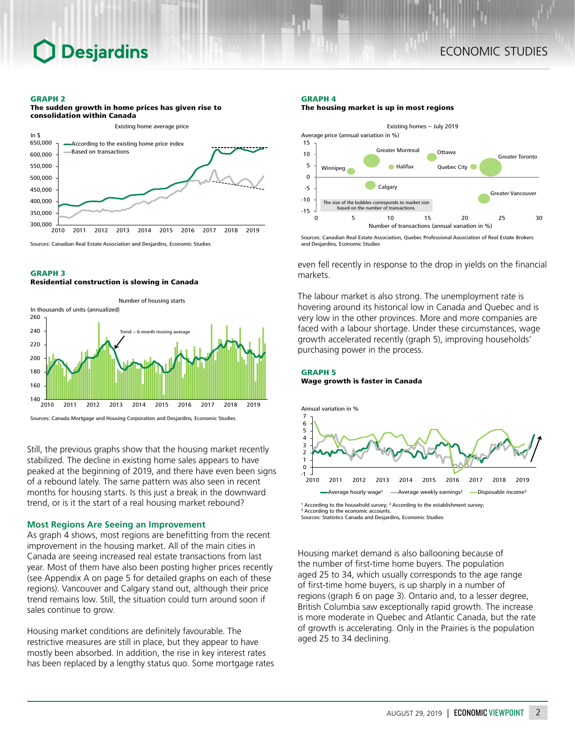**GRAPH 2**
**The sudden growth in home prices has given rise to consolidation within Canada**

Existing home average price

Sources: Canadian Real Estate Association and Desjardins, Economic Studies

**GRAPH 3**
**Residential construction is slowing in Canada**

Number of housing starts

Sources: Canada Mortgage and Housing Corporation and Desjardins, Economic Studies

Still, the previous graphs show that the housing market recently stabilized. The decline in existing home sales appears to have peaked at the beginning of 2019, and there have even been signs of a rebound lately. The same pattern was also seen in recent months for housing starts. Is this just a break in the downward trend, or is it the start of a real housing market rebound?

## Most Regions Are Seeing an Improvement

As graph 4 shows, most regions are benefitting from the recent improvement in the housing market. All of the main cities in Canada are seeing increased real estate transactions from last year. Most of them have also been posting higher prices recently (see Appendix A on page 5 for detailed graphs on each of these regions). Vancouver and Calgary stand out, although their price trend remains low. Still, the situation could turn around soon if sales continue to grow.

Housing market conditions are definitely favourable. The restrictive measures are still in place, but they appear to have mostly been absorbed. In addition, the rise in key interest rates has been replaced by a lengthy status quo. Some mortgage rates even fell recently in response to the drop in yields on the financial markets.

**GRAPH 4**
**The housing market is up in most regions**

Existing homes – July 2019

Sources: Canadian Real Estate Association, Quebec Professional Association of Real Estate Brokers and Desjardins, Economic Studies

The labour market is also strong. The unemployment rate is hovering around its historical low in Canada and Quebec and is very low in the other provinces. More and more companies are faced with a labour shortage. Under these circumstances, wage growth accelerated recently (graph 5), improving households' purchasing power in the process.

**GRAPH 5**
**Wage growth is faster in Canada**

[1] According to the household survey; [2] According to the establishment survey;
[3] According to the economic accounts.
Sources: Statistics Canada and Desjardins, Economic Studies

Housing market demand is also ballooning because of the number of first-time home buyers. The population aged 25 to 34, which usually corresponds to the age range of first-time home buyers, is up sharply in a number of regions (graph 6 on page 3). Ontario and, to a lesser degree, British Columbia saw exceptionally rapid growth. The increase is more moderate in Quebec and Atlantic Canada, but the rate of growth is accelerating. Only in the Prairies is the population aged 25 to 34 declining.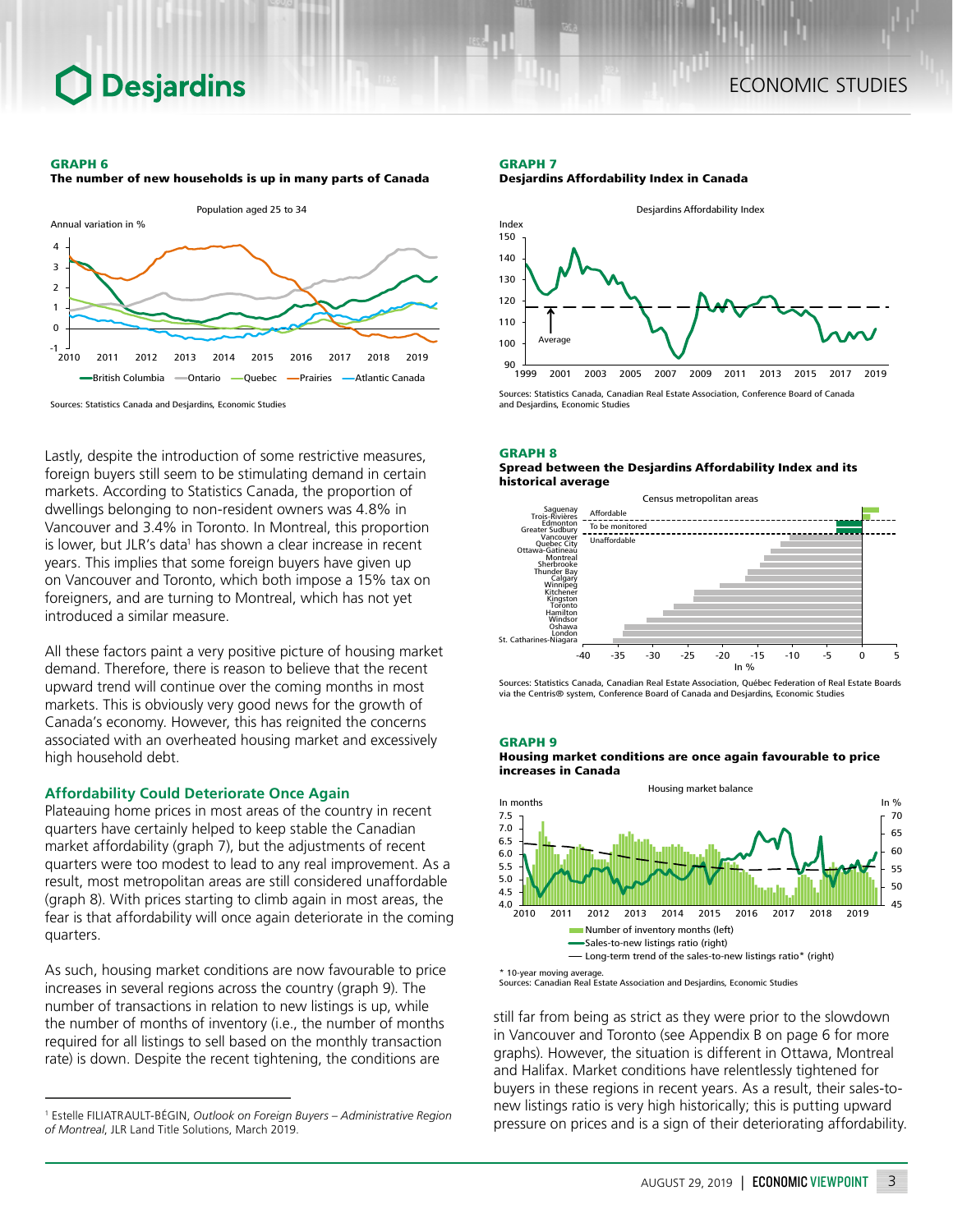**GRAPH 6**
**The number of new households is up in many parts of Canada**

Sources: Statistics Canada and Desjardins, Economic Studies

**GRAPH 7**
**Desjardins Affordability Index in Canada**

Sources: Statistics Canada, Canadian Real Estate Association, Conference Board of Canada and Desjardins, Economic Studies

**GRAPH 8**
**Spread between the Desjardins Affordability Index and its historical average**

Sources: Statistics Canada, Canadian Real Estate Association, Québec Federation of Real Estate Boards via the Centris® system, Conference Board of Canada and Desjardins, Economic Studies

**GRAPH 9**
**Housing market conditions are once again favourable to price increases in Canada**

\* 10-year moving average.
Sources: Canadian Real Estate Association and Desjardins, Economic Studies

Lastly, despite the introduction of some restrictive measures, foreign buyers still seem to be stimulating demand in certain markets. According to Statistics Canada, the proportion of dwellings belonging to non-resident owners was 4.8% in Vancouver and 3.4% in Toronto. In Montreal, this proportion is lower, but JLR's data[1] has shown a clear increase in recent years. This implies that some foreign buyers have given up on Vancouver and Toronto, which both impose a 15% tax on foreigners, and are turning to Montreal, which has not yet introduced a similar measure.

All these factors paint a very positive picture of housing market demand. Therefore, there is reason to believe that the recent upward trend will continue over the coming months in most markets. This is obviously very good news for the growth of Canada's economy. However, this has reignited the concerns associated with an overheated housing market and excessively high household debt.

## Affordability Could Deteriorate Once Again

Plateauing home prices in most areas of the country in recent quarters have certainly helped to keep stable the Canadian market affordability (graph 7), but the adjustments of recent quarters were too modest to lead to any real improvement. As a result, most metropolitan areas are still considered unaffordable (graph 8). With prices starting to climb again in most areas, the fear is that affordability will once again deteriorate in the coming quarters.

As such, housing market conditions are now favourable to price increases in several regions across the country (graph 9). The number of transactions in relation to new listings is up, while the number of months of inventory (i.e., the number of months required for all listings to sell based on the monthly transaction rate) is down. Despite the recent tightening, the conditions are still far from being as strict as they were prior to the slowdown in Vancouver and Toronto (see Appendix B on page 6 for more graphs). However, the situation is different in Ottawa, Montreal and Halifax. Market conditions have relentlessly tightened for buyers in these regions in recent years. As a result, their sales-to-new listings ratio is very high historically; this is putting upward pressure on prices and is a sign of their deteriorating affordability.

---

[1] Estelle FILIATRAULT-BÉGIN, *Outlook on Foreign Buyers – Administrative Region of Montreal*, JLR Land Title Solutions, March 2019.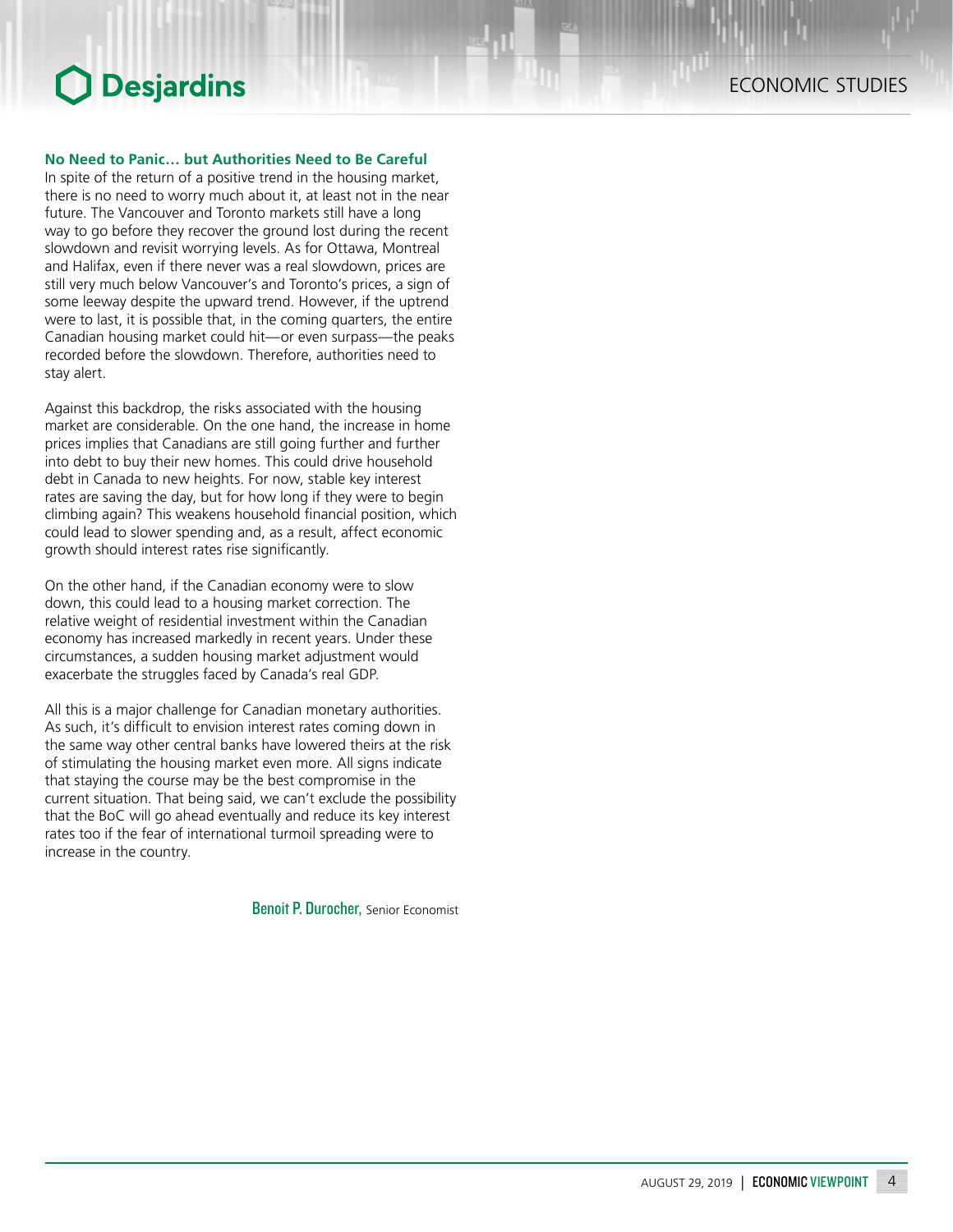### No Need to Panic… but Authorities Need to Be Careful

In spite of the return of a positive trend in the housing market, there is no need to worry much about it, at least not in the near future. The Vancouver and Toronto markets still have a long way to go before they recover the ground lost during the recent slowdown and revisit worrying levels. As for Ottawa, Montreal and Halifax, even if there never was a real slowdown, prices are still very much below Vancouver's and Toronto's prices, a sign of some leeway despite the upward trend. However, if the uptrend were to last, it is possible that, in the coming quarters, the entire Canadian housing market could hit—or even surpass—the peaks recorded before the slowdown. Therefore, authorities need to stay alert.

Against this backdrop, the risks associated with the housing market are considerable. On the one hand, the increase in home prices implies that Canadians are still going further and further into debt to buy their new homes. This could drive household debt in Canada to new heights. For now, stable key interest rates are saving the day, but for how long if they were to begin climbing again? This weakens household financial position, which could lead to slower spending and, as a result, affect economic growth should interest rates rise significantly.

On the other hand, if the Canadian economy were to slow down, this could lead to a housing market correction. The relative weight of residential investment within the Canadian economy has increased markedly in recent years. Under these circumstances, a sudden housing market adjustment would exacerbate the struggles faced by Canada's real GDP.

All this is a major challenge for Canadian monetary authorities. As such, it's difficult to envision interest rates coming down in the same way other central banks have lowered theirs at the risk of stimulating the housing market even more. All signs indicate that staying the course may be the best compromise in the current situation. That being said, we can't exclude the possibility that the BoC will go ahead eventually and reduce its key interest rates too if the fear of international turmoil spreading were to increase in the country.

Benoit P. Durocher, Senior Economist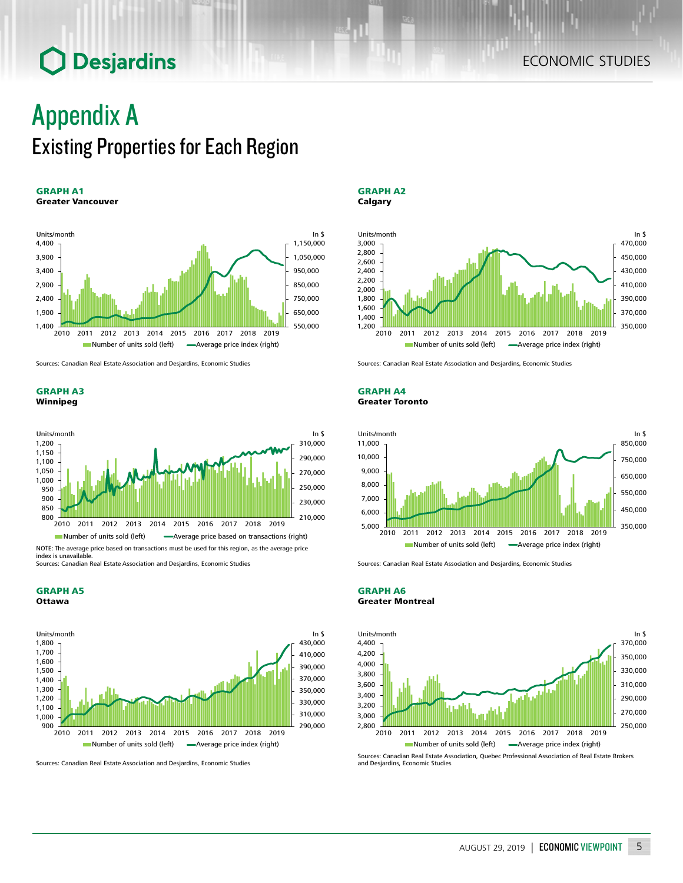# Appendix A

## Existing Properties for Each Region

**GRAPH A1**
**Greater Vancouver**

Sources: Canadian Real Estate Association and Desjardins, Economic Studies

**GRAPH A2**
**Calgary**

Sources: Canadian Real Estate Association and Desjardins, Economic Studies

**GRAPH A3**
**Winnipeg**

NOTE: The average price based on transactions must be used for this region, as the average price index is unavailable.
Sources: Canadian Real Estate Association and Desjardins, Economic Studies

**GRAPH A4**
**Greater Toronto**

Sources: Canadian Real Estate Association and Desjardins, Economic Studies

**GRAPH A5**
**Ottawa**

Sources: Canadian Real Estate Association and Desjardins, Economic Studies

**GRAPH A6**
**Greater Montreal**

Sources: Canadian Real Estate Association, Quebec Professional Association of Real Estate Brokers and Desjardins, Economic Studies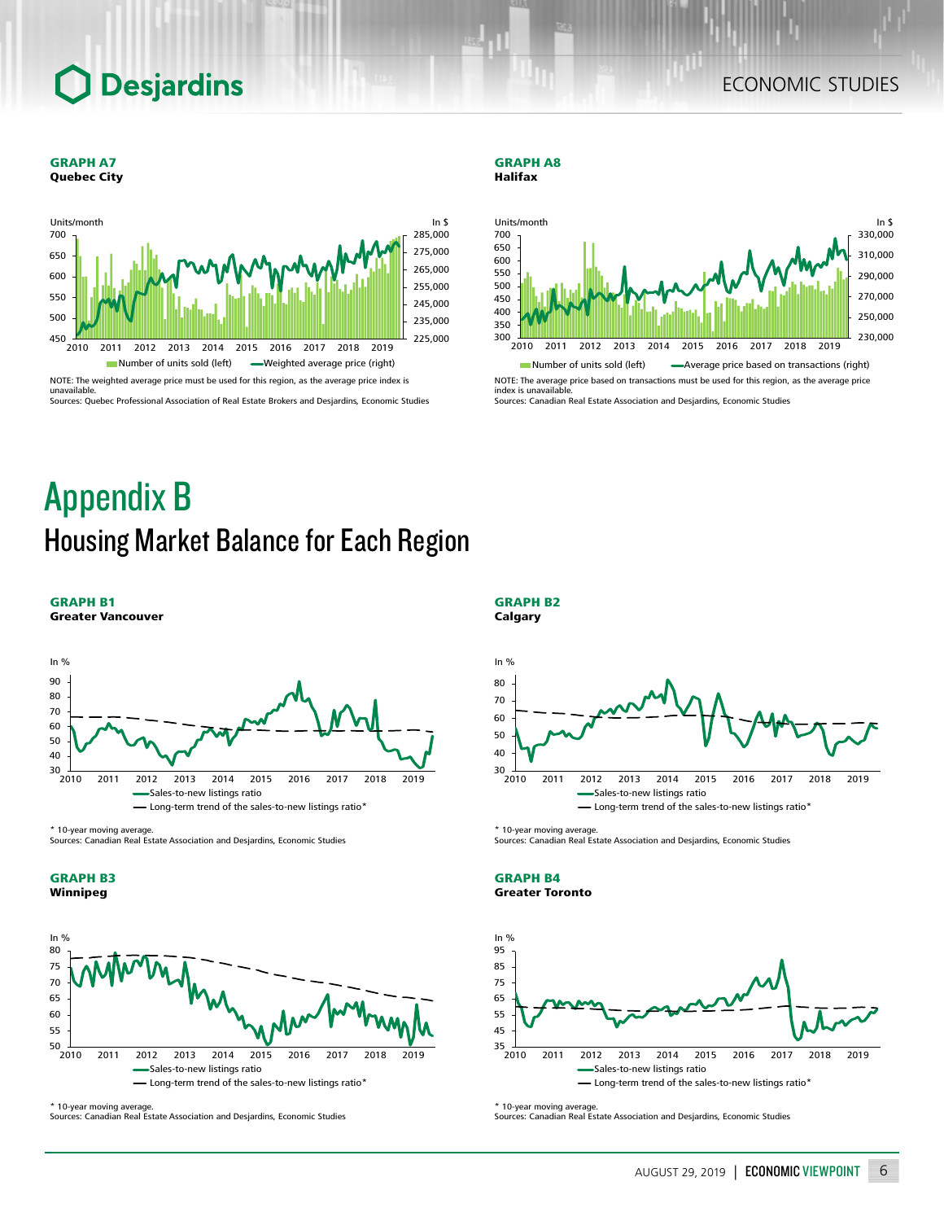**GRAPH A7**
**Quebec City**

NOTE: The weighted average price must be used for this region, as the average price index is unavailable.
Sources: Quebec Professional Association of Real Estate Brokers and Desjardins, Economic Studies

**GRAPH A8**
**Halifax**

NOTE: The average price based on transactions must be used for this region, as the average price index is unavailable.
Sources: Canadian Real Estate Association and Desjardins, Economic Studies

# Appendix B

## Housing Market Balance for Each Region

**GRAPH B1**
**Greater Vancouver**

* 10-year moving average.
Sources: Canadian Real Estate Association and Desjardins, Economic Studies

**GRAPH B2**
**Calgary**

* 10-year moving average.
Sources: Canadian Real Estate Association and Desjardins, Economic Studies

**GRAPH B3**
**Winnipeg**

* 10-year moving average.
Sources: Canadian Real Estate Association and Desjardins, Economic Studies

**GRAPH B4**
**Greater Toronto**

* 10-year moving average.
Sources: Canadian Real Estate Association and Desjardins, Economic Studies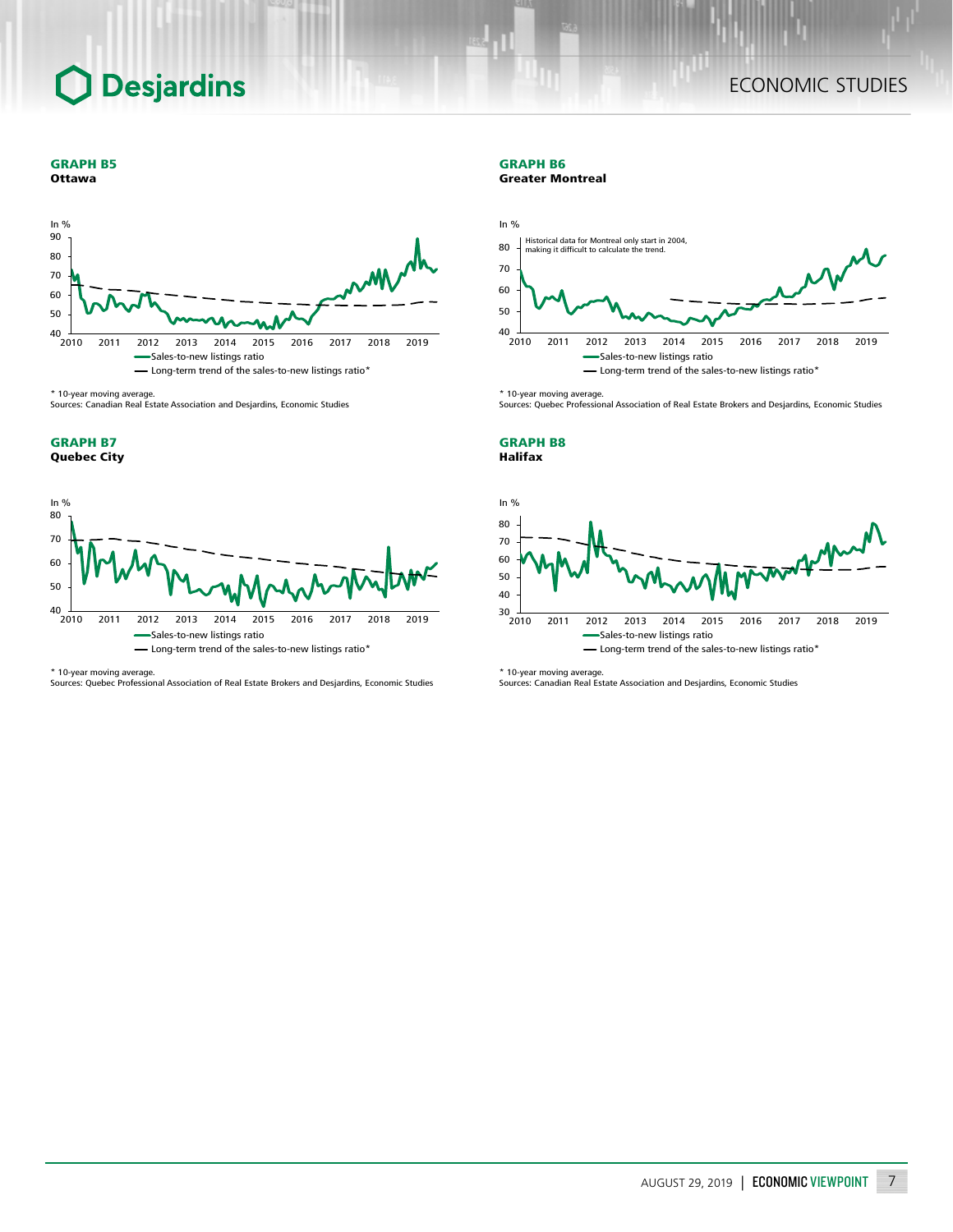**GRAPH B5**
**Ottawa**

In %
90
80
70
60
50
40
2010 2011 2012 2013 2014 2015 2016 2017 2018 2019
Sales-to-new listings ratio
Long-term trend of the sales-to-new listings ratio*

\* 10-year moving average.
Sources: Canadian Real Estate Association and Desjardins, Economic Studies

**GRAPH B6**
**Greater Montreal**

In %
Historical data for Montreal only start in 2004, making it difficult to calculate the trend.
80
70
60
50
40
2010 2011 2012 2013 2014 2015 2016 2017 2018 2019
Sales-to-new listings ratio
Long-term trend of the sales-to-new listings ratio*

\* 10-year moving average.
Sources: Quebec Professional Association of Real Estate Brokers and Desjardins, Economic Studies

**GRAPH B7**
**Quebec City**

In %
80
70
60
50
40
2010 2011 2012 2013 2014 2015 2016 2017 2018 2019
Sales-to-new listings ratio
Long-term trend of the sales-to-new listings ratio*

\* 10-year moving average.
Sources: Quebec Professional Association of Real Estate Brokers and Desjardins, Economic Studies

**GRAPH B8**
**Halifax**

In %
80
70
60
50
40
30
2010 2011 2012 2013 2014 2015 2016 2017 2018 2019
Sales-to-new listings ratio
Long-term trend of the sales-to-new listings ratio*

\* 10-year moving average.
Sources: Canadian Real Estate Association and Desjardins, Economic Studies